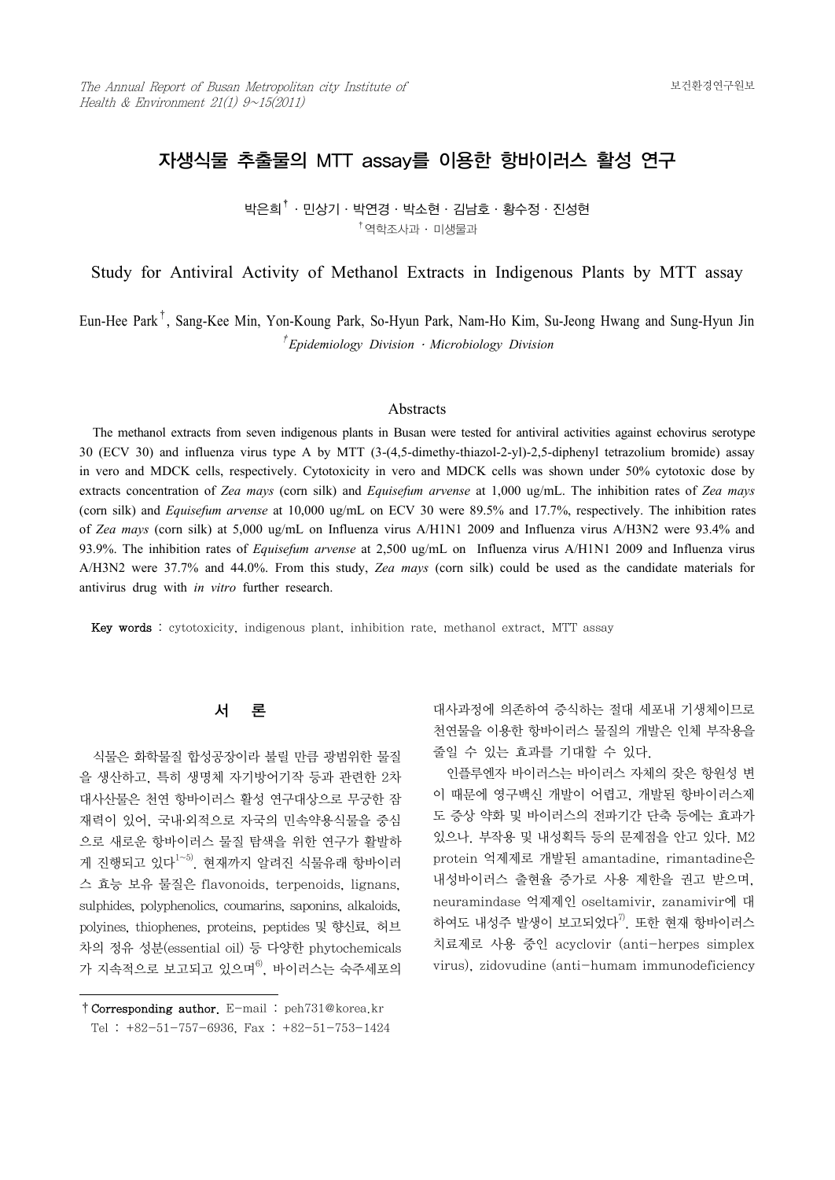# 자생식물 추출물의 MTT assay를 이용한 항바이러스 활성 연구

박은희[†] · 민상기 · 박연경 · 박소현 · 김남호 · 황수정 · 진성현

[†]역학조사과 · 미생물과

## Study for Antiviral Activity of Methanol Extracts in Indigenous Plants by MTT assay

Eun-Hee Park[†], Sang-Kee Min, Yon-Koung Park, So-Hyun Park, Nam-Ho Kim, Su-Jeong Hwang and Sung-Hyun Jin

*[†]Epidemiology Division · Microbiology Division*

### Abstracts

The methanol extracts from seven indigenous plants in Busan were tested for antiviral activities against echovirus serotype 30 (ECV 30) and influenza virus type A by MTT (3-(4,5-dimethy-thiazol-2-yl)-2,5-diphenyl tetrazolium bromide) assay in vero and MDCK cells, respectively. Cytotoxicity in vero and MDCK cells was shown under 50% cytotoxic dose by extracts concentration of *Zea mays* (corn silk) and *Equisefum arvense* at 1,000 ug/mL. The inhibition rates of *Zea mays* (corn silk) and *Equisefum arvense* at 10,000 ug/mL on ECV 30 were 89.5% and 17.7%, respectively. The inhibition rates of *Zea mays* (corn silk) at 5,000 ug/mL on Influenza virus A/H1N1 2009 and Influenza virus A/H3N2 were 93.4% and 93.9%. The inhibition rates of *Equisefum arvense* at 2,500 ug/mL on Influenza virus A/H1N1 2009 and Influenza virus A/H3N2 were 37.7% and 44.0%. From this study, *Zea mays* (corn silk) could be used as the candidate materials for antivirus drug with *in vitro* further research.

**Key words** : cytotoxicity, indigenous plant, inhibition rate, methanol extract, MTT assay

## 서 론

식물은 화하물질 합성공장이라 불릴 만큼 광범위한 물질을 생산하고, 특히 생명체 자기방어기작 등과 관련한 2차 대사산물은 천연 항바이러스 활성 연구대상으로 무궁한 잠재력이 있어, 국내·외적으로 자국의 민속약용식물을 중심으로 새로운 항바이러스 물질 탐색을 위한 연구가 활발하게 진행되고 있다[1~5]. 현재까지 알려진 식물유래 항바이러스 효능 보유 물질은 flavonoids, terpenoids, lignans, sulphides, polyphenolics, coumarins, saponins, alkaloids, polyines, thiophenes, proteins, peptides 및 향신료, 허브차의 정유 성분(essential oil) 등 다양한 phytochemicals가 지속적으로 보고되고 있으며[6], 바이러스는 숙주세포의 대사과정에 의존하여 증식하는 절대 세포내 기생체이므로 천연물을 이용한 항바이러스 물질의 개발은 인체 부작용을 줄일 수 있는 효과를 기대할 수 있다.

인플루엔자 바이러스는 바이러스 자체의 잦은 항원성 변이 때문에 영구백신 개발이 어렵고, 개발된 항바이러스제도 증상 약화 및 바이러스의 전파기간 단축 등에는 효과가 있으나. 부작용 및 내성획득 등의 문제점을 안고 있다. M2 protein 억제제로 개발된 amantadine, rimantadine은 내성바이러스 출현율 증가로 사용 제한을 권고 받으며, neuramindase 억제제인 oseltamivir, zanamivir에 대하여도 내성주 발생이 보고되었다[7]. 또한 현재 항바이러스 치료제로 사용 중인 acyclovir (anti-herpes simplex virus), zidovudine (anti-humam immunodeficiency

† **Corresponding author.** E-mail : peh731@korea.kr
Tel : +82-51-757-6936, Fax : +82-51-753-1424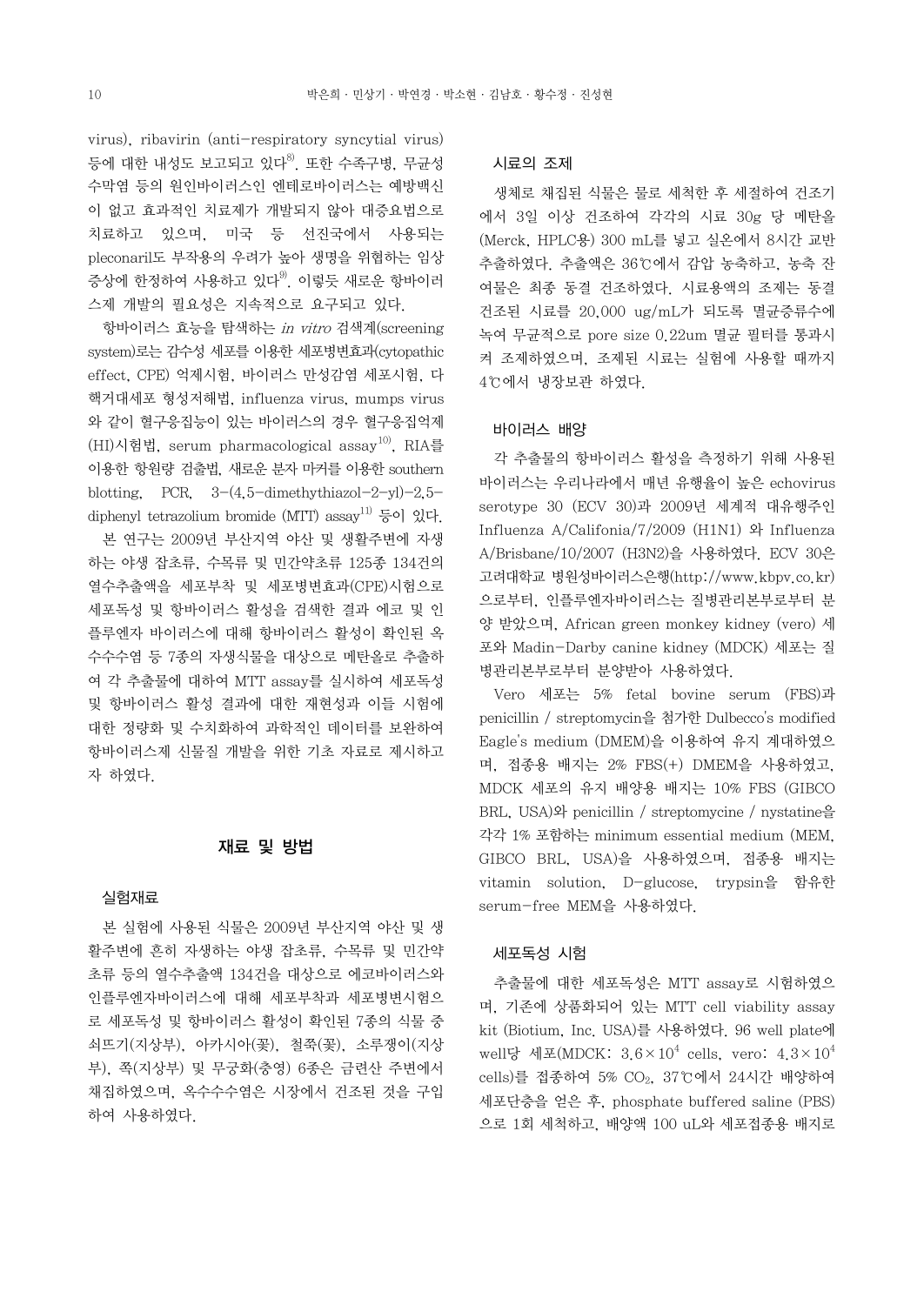virus), ribavirin (anti-respiratory syncytial virus) 등에 대한 내성도 보고되고 있다[8]. 또한 수족구병, 무균성 수막염 등의 원인바이러스인 엔테로바이러스는 예방백신이 없고 효과적인 치료제가 개발되지 않아 대증요법으로 치료하고 있으며, 미국 등 선진국에서 사용되는 pleconaril도 부작용의 우려가 높아 생명을 위협하는 임상증상에 한정하여 사용하고 있다[9]. 이렇듯 새로운 항바이러스제 개발의 필요성은 지속적으로 요구되고 있다.

항바이러스 효능을 탐색하는 *in vitro* 검색계(screening system)로는 감수성 세포를 이용한 세포병변효과(cytopathic effect, CPE) 억제시험, 바이러스 만성감염 세포시험, 다핵거대세포 형성저해법, influenza virus, mumps virus와 같이 혈구응집능이 있는 바이러스의 경우 혈구응집억제(HI)시험법, serum pharmacological assay[10], RIA를 이용한 항원량 검출법, 새로운 분자 마커를 이용한 southern blotting, PCR, 3-(4,5-dimethythiazol-2-yl)-2,5-diphenyl tetrazolium bromide (MTT) assay[11] 등이 있다.

본 연구는 2009년 부산지역 야산 및 생활주변에 자생하는 야생 잡초류, 수목류 및 민간약초류 125종 134건의 열수추출액을 세포부착 및 세포병변효과(CPE)시험으로 세포독성 및 항바이러스 활성을 검색한 결과 에코 및 인플루엔자 바이러스에 대해 항바이러스 활성이 확인된 옥수수수염 등 7종의 자생식물을 대상으로 메탄올로 추출하여 각 추출물에 대하여 MTT assay를 실시하여 세포독성 및 항바이러스 활성 결과에 대한 재현성과 이들 시험에 대한 정량화 및 수치화하여 과학적인 데이터를 보완하여 항바이러스제 신물질 개발을 위한 기초 자료로 제시하고자 하였다.

## 재료 및 방법

### 실험재료

본 실험에 사용된 식물은 2009년 부산지역 야산 및 생활주변에 흔히 자생하는 야생 잡초류, 수목류 및 민간약초류 등의 열수추출액 134건을 대상으로 에코바이러스와 인플루엔자바이러스에 대해 세포부착과 세포병변시험으로 세포독성 및 항바이러스 활성이 확인된 7종의 식물 중 쇠뜨기(지상부), 아카시아(꽃), 철쭉(꽃), 소루쟁이(지상부), 쪽(지상부) 및 무궁화(충영) 6종은 금련산 주변에서 채집하였으며, 옥수수수염은 시장에서 건조된 것을 구입하여 사용하였다.

### 시료의 조제

생체로 채집된 식물은 물로 세척한 후 세절하여 건조기에서 3일 이상 건조하여 각각의 시료 30g 당 메탄올(Merck, HPLC용) 300 mL를 넣고 실온에서 8시간 교반 추출하였다. 추출액은 36℃에서 감압 농축하고, 농축 잔여물은 최종 동결 건조하였다. 시료용액의 조제는 동결 건조된 시료를 20,000 ug/mL가 되도록 멸균증류수에 녹여 무균적으로 pore size 0.22um 멸균 필터를 통과시켜 조제하였으며, 조제된 시료는 실험에 사용할 때까지 4℃에서 냉장보관 하였다.

### 바이러스 배양

각 추출물의 항바이러스 활성을 측정하기 위해 사용된 바이러스는 우리나라에서 매년 유행율이 높은 echovirus serotype 30 (ECV 30)과 2009년 세계적 대유행주인 Influenza A/Califonia/7/2009 (H1N1) 와 Influenza A/Brisbane/10/2007 (H3N2)을 사용하였다. ECV 30은 고려대학교 병원성바이러스은행(http://www.kbpv.co.kr)으로부터, 인플루엔자바이러스는 질병관리본부로부터 분양 받았으며, African green monkey kidney (vero) 세포와 Madin-Darby canine kidney (MDCK) 세포는 질병관리본부로부터 분양받아 사용하였다.

Vero 세포는 5% fetal bovine serum (FBS)과 penicillin / streptomycin을 첨가한 Dulbecco's modified Eagle's medium (DMEM)을 이용하여 유지 계대하였으며, 접종용 배지는 2% FBS(+) DMEM을 사용하였고, MDCK 세포의 유지 배양용 배지는 10% FBS (GIBCO BRL, USA)와 penicillin / streptomycine / nystatine을 각각 1% 포함하는 minimum essential medium (MEM, GIBCO BRL, USA)을 사용하였으며, 접종용 배지는 vitamin solution, D-glucose, trypsin을 함유한 serum-free MEM을 사용하였다.

### 세포독성 시험

추출물에 대한 세포독성은 MTT assay로 시험하였으며, 기존에 상품화되어 있는 MTT cell viability assay kit (Biotium, Inc. USA)를 사용하였다. 96 well plate에 well당 세포(MDCK: $3.6\times10^4$ cells, vero: $4.3\times10^4$ cells)를 접종하여 5% $CO_2$, 37℃에서 24시간 배양하여 세포단층을 얻은 후, phosphate buffered saline (PBS)으로 1회 세척하고, 배양액 100 uL와 세포접종용 배지로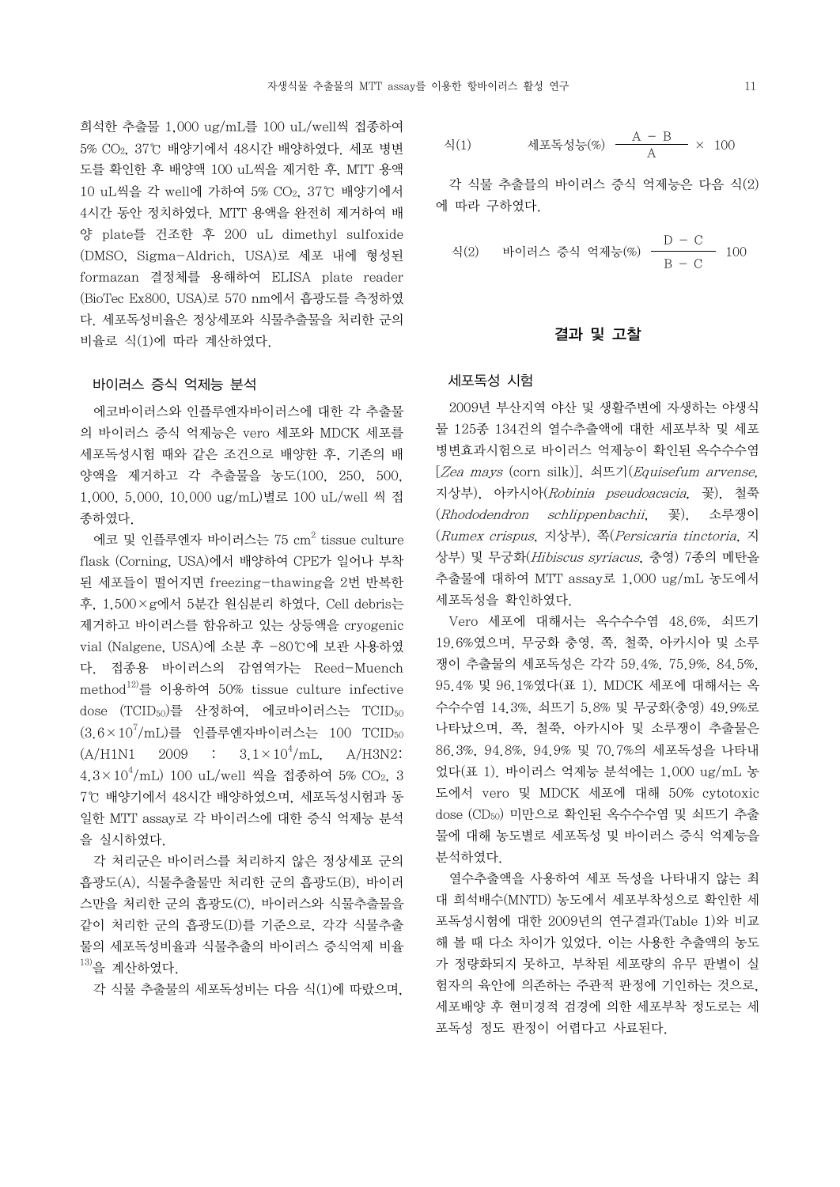희석한 추출물 1,000 ug/mL를 100 uL/well씩 접종하여 5% $CO_2$, 37℃ 배양기에서 48시간 배양하였다. 세포 병변도를 확인한 후 배양액 100 uL씩을 제거한 후, MTT 용액 10 uL씩을 각 well에 가하여 5% $CO_2$, 37℃ 배양기에서 4시간 동안 정치하였다. MTT 용액을 완전히 제거하여 배양 plate를 건조한 후 200 uL dimethyl sulfoxide (DMSO, Sigma-Aldrich, USA)로 세포 내에 형성된 formazan 결정체를 용해하여 ELISA plate reader (BioTec Ex800, USA)로 570 nm에서 흡광도를 측정하였다. 세포독성비율은 정상세포와 식물추출물을 처리한 군의 비율로 식(1)에 따라 계산하였다.

### 바이러스 증식 억제능 분석

에코바이러스와 인플루엔자바이러스에 대한 각 추출물의 바이러스 증식 억제능은 vero 세포와 MDCK 세포를 세포독성시험 때와 같은 조건으로 배양한 후, 기존의 배양액을 제거하고 각 추출물을 농도(100, 250, 500, 1,000, 5,000, 10,000 ug/mL)별로 100 uL/well 씩 접종하였다.

에코 및 인플루엔자 바이러스는 75 $cm^2$ tissue culture flask (Corning, USA)에서 배양하여 CPE가 일어나 부착된 세포들이 떨어지면 freezing-thawing을 2번 반복한 후, 1,500×g에서 5분간 원심분리 하였다. Cell debris는 제거하고 바이러스를 함유하고 있는 상등액을 cryogenic vial (Nalgene, USA)에 소분 후 -80℃에 보관 사용하였다. 접종용 바이러스의 감염역가는 Reed-Muench method[12])를 이용하여 50% tissue culture infective dose ($TCID_{50}$)를 산정하여, 에코바이러스는 $TCID_{50}$ ($3.6\times10^7$/mL)를 인플루엔자바이러스는 100 $TCID_{50}$ (A/H1N1 2009 : $3.1\times10^4$/mL, A/H3N2: $4.3\times10^4$/mL) 100 uL/well 씩을 접종하여 5% $CO_2$, 37℃ 배양기에서 48시간 배양하였으며, 세포독성시험과 동일한 MTT assay로 각 바이러스에 대한 증식 억제능 분석을 실시하였다.

각 처리군은 바이러스를 처리하지 않은 정상세포 군의 흡광도(A), 식물추출물만 처리한 군의 흡광도(B), 바이러스만을 처리한 군의 흡광도(C), 바이러스와 식물추출물을 같이 처리한 군의 흡광도(D)를 기준으로, 각각 식물추출물의 세포독성비율과 식물추출의 바이러스 증식억제 비율[13])을 계산하였다.

각 식물 추출물의 세포독성비는 다음 식(1)에 따랐으며,

$$\text{식(1)} \qquad \text{세포독성능(\%)} \quad \frac{A - B}{A} \times 100$$

각 식물 추출물의 바이러스 증식 억제능은 다음 식(2)에 따라 구하였다.

$$\text{식(2)} \qquad \text{바이러스 증식 억제능(\%)} \quad \frac{D - C}{B - C} \quad 100$$

## 결과 및 고찰

### 세포독성 시험

2009년 부산지역 야산 및 생활주변에 자생하는 야생식물 125종 134건의 열수추출액에 대한 세포부착 및 세포병변효과시험으로 바이러스 억제능이 확인된 옥수수수염 [*Zea mays* (corn silk)], 쇠뜨기(*Equisefum arvense*, 지상부), 아카시아(*Robinia pseudoacacia*, 꽃), 철쭉 (*Rhododendron schlippenbachii*, 꽃), 소루쟁이 (*Rumex crispus*, 지상부), 쪽(*Persicaria tinctoria*, 지상부) 및 무궁화(*Hibiscus syriacus*, 충영) 7종의 메탄올 추출물에 대하여 MTT assay로 1,000 ug/mL 농도에서 세포독성을 확인하였다.

Vero 세포에 대해서는 옥수수수염 48.6%, 쇠뜨기 19.6%였으며, 무궁화 충영, 쪽, 철쭉, 아카시아 및 소루쟁이 추출물의 세포독성은 각각 59.4%, 75.9%, 84.5%, 95.4% 및 96.1%였다(표 1). MDCK 세포에 대해서는 옥수수수염 14.3%, 쇠뜨기 5.8% 및 무궁화(충영) 49.9%로 나타났으며, 쪽, 철쭉, 아카시아 및 소루쟁이 추출물은 86.3%, 94.8%, 94.9% 및 70.7%의 세포독성을 나타내었다(표 1). 바이러스 억제능 분석에는 1,000 ug/mL 농도에서 vero 및 MDCK 세포에 대해 50% cytotoxic dose ($CD_{50}$) 미만으로 확인된 옥수수수염 및 쇠뜨기 추출물에 대해 농도별로 세포독성 및 바이러스 증식 억제능을 분석하였다.

열수추출액을 사용하여 세포 독성을 나타내지 않는 최대 희석배수(MNTD) 농도에서 세포부착성으로 확인한 세포독성시험에 대한 2009년의 연구결과(Table 1)와 비교해 볼 때 다소 차이가 있었다. 이는 사용한 추출액의 농도가 정량화되지 못하고, 부착된 세포량의 유무 판별이 실험자의 육안에 의존하는 주관적 판정에 기인하는 것으로, 세포배양 후 현미경적 검경에 의한 세포부착 정도로는 세포독성 정도 판정이 어렵다고 사료된다.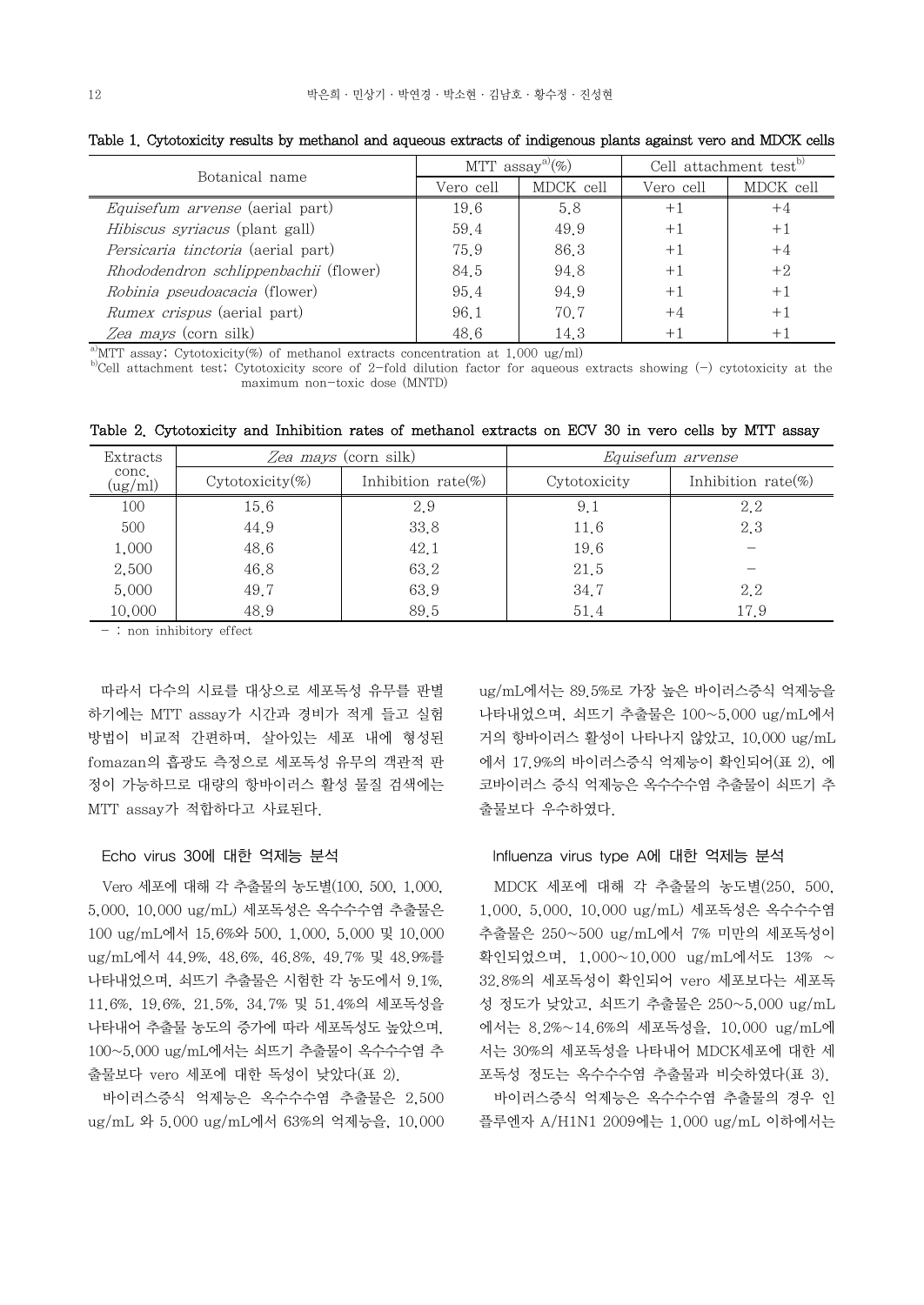Table 1. Cytotoxicity results by methanol and aqueous extracts of indigenous plants against vero and MDCK cells

| Botanical name | MTT assay[a)](%) | | Cell attachment test[b)] | |
|---|---|---|---|---|
| | Vero cell | MDCK cell | Vero cell | MDCK cell |
| *Equisefum arvense* (aerial part) | 19.6 | 5.8 | +1 | +4 |
| *Hibiscus syriacus* (plant gall) | 59.4 | 49.9 | +1 | +1 |
| *Persicaria tinctoria* (aerial part) | 75.9 | 86.3 | +1 | +4 |
| *Rhododendron schlippenbachii* (flower) | 84.5 | 94.8 | +1 | +2 |
| *Robinia pseudoacacia* (flower) | 95.4 | 94.9 | +1 | +1 |
| *Rumex crispus* (aerial part) | 96.1 | 70.7 | +4 | +1 |
| *Zea mays* (corn silk) | 48.6 | 14.3 | +1 | +1 |

a)MTT assay; Cytotoxicity(%) of methanol extracts concentration at 1,000 ug/ml)
b)Cell attachment test; Cytotoxicity score of 2-fold dilution factor for aqueous extracts showing (-) cytotoxicity at the maximum non-toxic dose (MNTD)

Table 2. Cytotoxicity and Inhibition rates of methanol extracts on ECV 30 in vero cells by MTT assay

| Extracts conc. (ug/ml) | *Zea mays* (corn silk) | | *Equisefum arvense* | |
|---|---|---|---|---|
| | Cytotoxicity(%) | Inhibition rate(%) | Cytotoxicity | Inhibition rate(%) |
| 100 | 15.6 | 2.9 | 9.1 | 2.2 |
| 500 | 44.9 | 33.8 | 11.6 | 2.3 |
| 1,000 | 48.6 | 42.1 | 19.6 | - |
| 2,500 | 46.8 | 63.2 | 21.5 | - |
| 5,000 | 49.7 | 63.9 | 34.7 | 2.2 |
| 10,000 | 48.9 | 89.5 | 51.4 | 17.9 |

- : non inhibitory effect

따라서 다수의 시료를 대상으로 세포독성 유무를 판별하기에는 MTT assay가 시간과 경비가 적게 들고 실험방법이 비교적 간편하며, 살아있는 세포 내에 형성된 fomazan의 흡광도 측정으로 세포독성 유무의 객관적 판정이 가능하므로 대량의 항바이러스 활성 물질 검색에는 MTT assay가 적합하다고 사료된다.

### Echo virus 30에 대한 억제능 분석

Vero 세포에 대해 각 추출물의 농도별(100, 500, 1,000, 5,000, 10,000 ug/mL) 세포독성은 옥수수수염 추출물은 100 ug/mL에서 15.6%와 500, 1,000, 5,000 및 10,000 ug/mL에서 44.9%, 48.6%, 46.8%, 49.7% 및 48.9%를 나타내었으며, 쇠뜨기 추출물은 시험한 각 농도에서 9.1%, 11.6%, 19.6%, 21.5%, 34.7% 및 51.4%의 세포독성을 나타내어 추출물 농도의 증가에 따라 세포독성도 높았으며, 100~5,000 ug/mL에서는 쇠뜨기 추출물이 옥수수수염 추출물보다 vero 세포에 대한 독성이 낮았다(표 2).

바이러스증식 억제능은 옥수수수염 추출물은 2,500 ug/mL 와 5,000 ug/mL에서 63%의 억제능을, 10,000 ug/mL에서는 89.5%로 가장 높은 바이러스증식 억제능을 나타내었으며, 쇠뜨기 추출물은 100~5,000 ug/mL에서 거의 항바이러스 활성이 나타나지 않았고, 10,000 ug/mL에서 17.9%의 바이러스증식 억제능이 확인되어(표 2), 에코바이러스 증식 억제능은 옥수수수염 추출물이 쇠뜨기 추출물보다 우수하였다.

### Influenza virus type A에 대한 억제능 분석

MDCK 세포에 대해 각 추출물의 농도별(250, 500, 1,000, 5,000, 10,000 ug/mL) 세포독성은 옥수수수염 추출물은 250~500 ug/mL에서 7% 미만의 세포독성이 확인되었으며, 1,000~10,000 ug/mL에서도 13% ~ 32.8%의 세포독성이 확인되어 vero 세포보다는 세포독성 정도가 낮았고, 쇠뜨기 추출물은 250~5,000 ug/mL에서는 8.2%~14.6%의 세포독성을, 10,000 ug/mL에서는 30%의 세포독성을 나타내어 MDCK세포에 대한 세포독성 정도는 옥수수수염 추출물과 비슷하였다(표 3).

바이러스증식 억제능은 옥수수수염 추출물의 경우 인플루엔자 A/H1N1 2009에는 1,000 ug/mL 이하에서는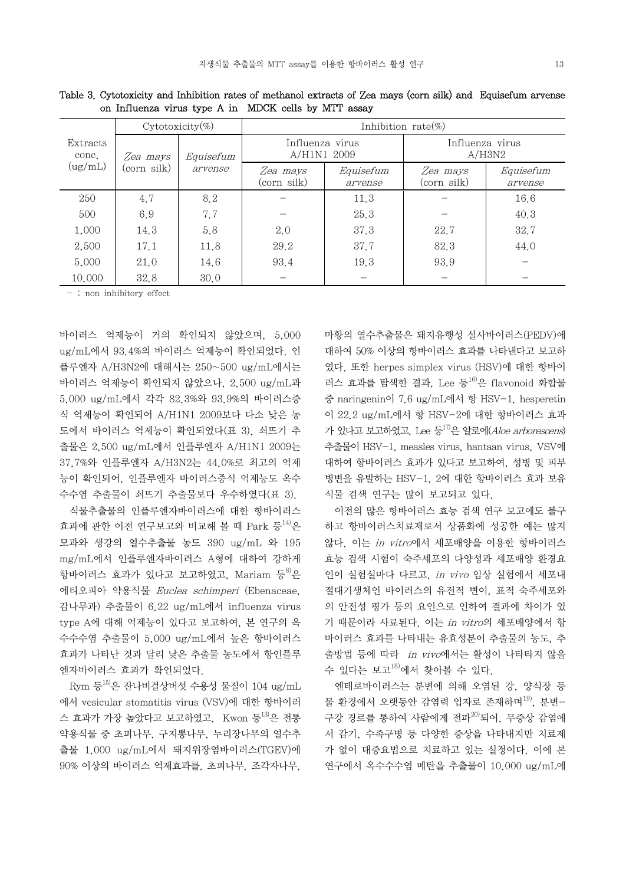Table 3. Cytotoxicity and Inhibition rates of methanol extracts of Zea mays (corn silk) and Equisefum arvense on Influenza virus type A in MDCK cells by MTT assay

| Extracts conc. (ug/mL) | Cytotoxicity(%) | | Inhibition rate(%) | | | |
|---|---|---|---|---|---|---|
| | | | Influenza virus A/H1N1 2009 | | Influenza virus A/H3N2 | |
| | *Zea mays* (corn silk) | *Equisefum arvense* | *Zea mays* (corn silk) | *Equisefum arvense* | *Zea mays* (corn silk) | *Equisefum arvense* |
| 250 | 4.7 | 8.2 | – | 11.3 | – | 16.6 |
| 500 | 6.9 | 7.7 | – | 25.3 | – | 40.3 |
| 1,000 | 14.3 | 5.8 | 2.0 | 37.3 | 22.7 | 32.7 |
| 2,500 | 17.1 | 11.8 | 29.2 | 37.7 | 82.3 | 44.0 |
| 5,000 | 21.0 | 14.6 | 93.4 | 19.3 | 93.9 | – |
| 10,000 | 32.8 | 30.0 | – | – | – | – |

– : non inhibitory effect

바이러스 억제능이 거의 확인되지 않았으며, 5,000 ug/mL에서 93.4%의 바이러스 억제능이 확인되었다. 인플루엔자 A/H3N2에 대해서는 250~500 ug/mL에서는 바이러스 억제능이 확인되지 않았으나, 2,500 ug/mL과 5,000 ug/mL에서 각각 82.3%와 93.9%의 바이러스증식 억제능이 확인되어 A/H1N1 2009보다 다소 낮은 농도에서 바이러스 억제능이 확인되었다(표 3). 쇠뜨기 추출물은 2,500 ug/mL에서 인플루엔자 A/H1N1 2009는 37.7%와 인플루엔자 A/H3N2는 44.0%로 최고의 억제능이 확인되어, 인플루엔자 바이러스증식 억제능도 옥수수수염 추출물이 쇠뜨기 추출물보다 우수하였다(표 3).

식물추출물의 인플루엔자바이러스에 대한 항바이러스 효과에 관한 이전 연구보고와 비교해 볼 때 Park 등[14]은 모과와 생강의 열수추출물 농도 390 ug/mL 와 195 mg/mL에서 인플루엔자바이러스 A형에 대하여 강하게 항바이러스 효과가 있다고 보고하였고, Mariam 등[8]은 에티오피아 약용식물 *Euclea schimperi* (Ebenaceae, 감나무과) 추출물이 6.22 ug/mL에서 influenza virus type A에 대해 억제능이 있다고 보고하여, 본 연구의 옥수수수염 추출물이 5,000 ug/mL에서 높은 항바이러스 효과가 나타난 것과 달리 낮은 추출물 농도에서 항인플루엔자바이러스 효과가 확인되었다.

Rym 등[15]은 잔나비걸상버섯 수용성 물질이 104 ug/mL에서 vesicular stomatitis virus (VSV)에 대한 항바이러스 효과가 가장 높았다고 보고하였고, Kwon 등[13]은 전통 약용식물 중 초피나무, 구지뽕나무, 누리장나무의 열수추출물 1,000 ug/mL에서 돼지위장염바이러스(TGEV)에 90% 이상의 바이러스 억제효과를, 초피나무, 조각자나무, 마황의 열수추출물은 돼지유행성 설사바이러스(PEDV)에 대하여 50% 이상의 항바이러스 효과를 나타낸다고 보고하였다. 또한 herpes simplex virus (HSV)에 대한 항바이러스 효과를 탐색한 결과, Lee 등[16]은 flavonoid 화합물 중 naringenin이 7.6 ug/mL에서 항 HSV-1, hesperetin이 22.2 ug/mL에서 항 HSV-2에 대한 항바이러스 효과가 있다고 보고하였고, Lee 등[17]은 알로에(*Aloe arborescens*) 추출물이 HSV-1, measles virus, hantaan virus, VSV에 대하여 항바이러스 효과가 있다고 보고하여, 성병 및 피부병변을 유발하는 HSV-1, 2에 대한 항바이러스 효과 보유 식물 검색 연구는 많이 보고되고 있다.

이전의 많은 항바이러스 효능 검색 연구 보고에도 불구하고 항바이러스치료제로서 상품화에 성공한 예는 많지 않다. 이는 *in vitro*에서 세포배양을 이용한 항바이러스 효능 검색 시험이 숙주세포의 다양성과 세포배양 환경요인이 실험실마다 다르고, *in vivo* 임상 실험에서 세포내 절대기생체인 바이러스의 유전적 변이, 표적 숙주세포와의 안전성 평가 등의 요인으로 인하여 결과에 차이가 있기 때문이라 사료된다. 이는 *in vitro*의 세포배양에서 항바이러스 효과를 나타내는 유효성분이 추출물의 농도, 추출방법 등에 따라 *in vivo*에서는 활성이 나타나지 않을 수 있다는 보고[18]에서 찾아볼 수 있다.

엔테로바이러스는 분변에 의해 오염된 강, 양식장 등 물 환경에서 오랫동안 감염력 입자로 존재하며[19], 분변-구강 경로를 통하여 사람에게 전파[20]되어, 무증상 감염에서 감기, 수족구병 등 다양한 증상을 나타내지만 치료제가 없어 대증요법으로 치료하고 있는 실정이다. 이에 본 연구에서 옥수수수염 메탄올 추출물이 10,000 ug/mL에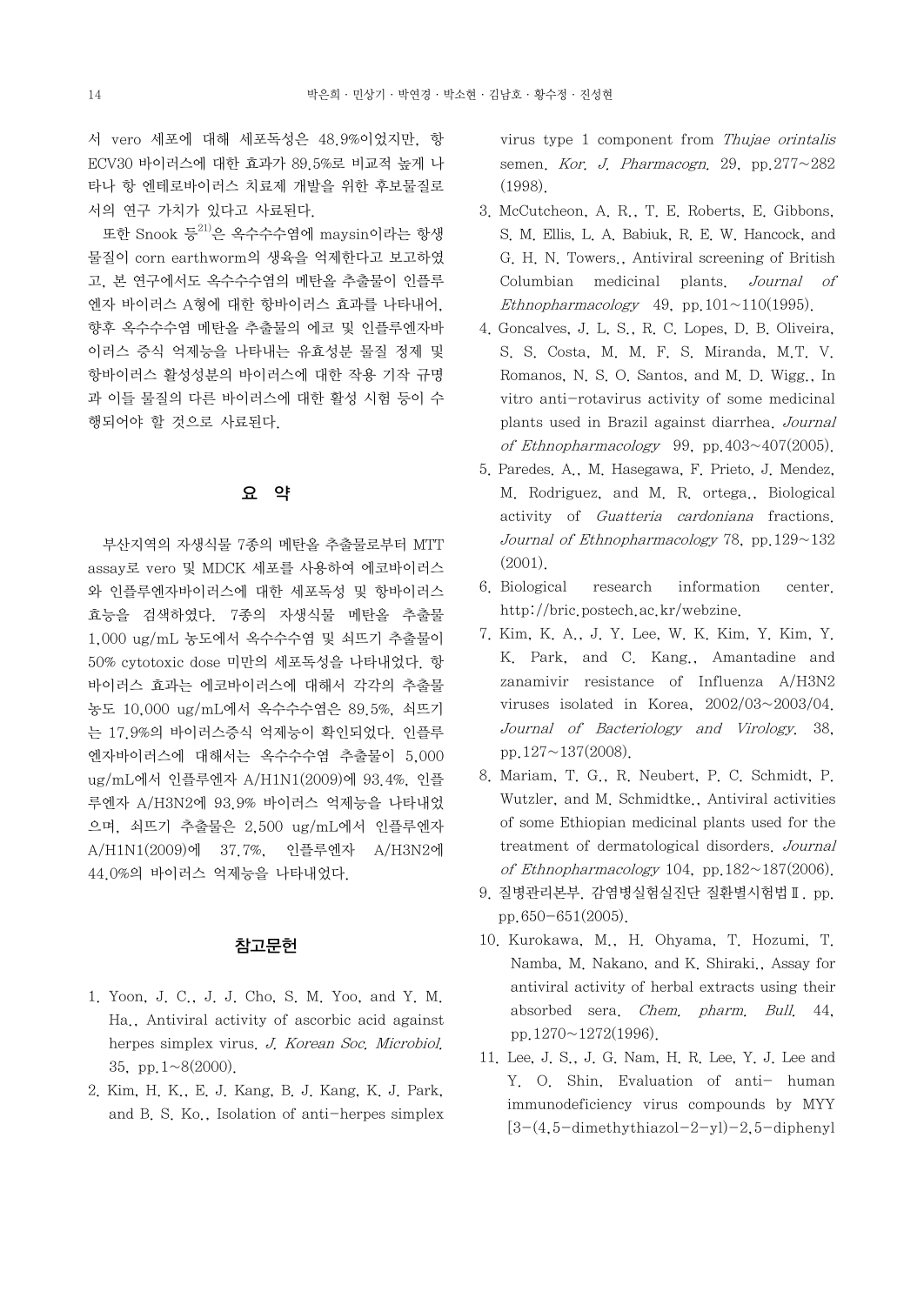서 vero 세포에 대해 세포독성은 48.9%이었지만, 항 ECV30 바이러스에 대한 효과가 89.5%로 비교적 높게 나타나 항 엔테로바이러스 치료제 개발을 위한 후보물질로서의 연구 가치가 있다고 사료된다.

또한 Snook 등[21]은 옥수수수염에 maysin이라는 항생물질이 corn earthworm의 생육을 억제한다고 보고하였고, 본 연구에서도 옥수수수염의 메탄올 추출물이 인플루엔자 바이러스 A형에 대한 항바이러스 효과를 나타내어, 향후 옥수수수염 메탄올 추출물의 에코 및 인플루엔자바이러스 증식 억제능을 나타내는 유효성분 물질 정제 및 항바이러스 활성성분의 바이러스에 대한 작용 기작 규명과 이들 물질의 다른 바이러스에 대한 활성 시험 등이 수행되어야 할 것으로 사료된다.

## 요 약

부산지역의 자생식물 7종의 메탄올 추출물로부터 MTT assay로 vero 및 MDCK 세포를 사용하여 에코바이러스와 인플루엔자바이러스에 대한 세포독성 및 항바이러스 효능을 검색하였다. 7종의 자생식물 메탄올 추출물 1,000 ug/mL 농도에서 옥수수수염 및 쇠뜨기 추출물이 50% cytotoxic dose 미만의 세포독성을 나타내었다. 항바이러스 효과는 에코바이러스에 대해서 각각의 추출물 농도 10,000 ug/mL에서 옥수수수염은 89.5%, 쇠뜨기는 17.9%의 바이러스증식 억제능이 확인되었다. 인플루엔자바이러스에 대해서는 옥수수수염 추출물이 5,000 ug/mL에서 인플루엔자 A/H1N1(2009)에 93.4%, 인플루엔자 A/H3N2에 93.9% 바이러스 억제능을 나타내었으며, 쇠뜨기 추출물은 2,500 ug/mL에서 인플루엔자 A/H1N1(2009)에 37.7%, 인플루엔자 A/H3N2에 44.0%의 바이러스 억제능을 나타내었다.

## 참고문헌

1. Yoon, J. C., J. J. Cho, S. M. Yoo, and Y. M. Ha., Antiviral activity of ascorbic acid against herpes simplex virus. *J. Korean Soc. Microbiol.* 35, pp.1~8(2000).
2. Kim, H. K., E. J. Kang, B. J. Kang, K. J. Park, and B. S. Ko., Isolation of anti-herpes simplex virus type 1 component from *Thujae orintalis* semen. *Kor. J. Pharmacogn.* 29, pp.277~282 (1998).
3. McCutcheon, A. R., T. E. Roberts, E. Gibbons, S. M. Ellis, L. A. Babiuk, R. E. W. Hancock, and G. H. N. Towers., Antiviral screening of British Columbian medicinal plants. *Journal of Ethnopharmacology* 49, pp.101~110(1995).
4. Goncalves, J. L. S., R. C. Lopes, D. B. Oliveira, S. S. Costa, M. M. F. S. Miranda, M.T. V. Romanos, N. S. O. Santos, and M. D. Wigg., In vitro anti-rotavirus activity of some medicinal plants used in Brazil against diarrhea. *Journal of Ethnopharmacology* 99, pp.403~407(2005).
5. Paredes. A., M. Hasegawa, F. Prieto, J. Mendez, M. Rodriguez, and M. R. ortega., Biological activity of *Guatteria cardoniana* fractions. *Journal of Ethnopharmacology* 78, pp.129~132 (2001).
6. Biological research information center. http://bric.postech.ac.kr/webzine.
7. Kim, K. A., J. Y. Lee, W. K. Kim, Y. Kim, Y. K. Park, and C. Kang., Amantadine and zanamivir resistance of Influenza A/H3N2 viruses isolated in Korea, 2002/03~2003/04. *Journal of Bacteriology and Virology.* 38, pp.127~137(2008).
8. Mariam, T. G., R. Neubert, P. C. Schmidt, P. Wutzler, and M. Schmidtke., Antiviral activities of some Ethiopian medicinal plants used for the treatment of dermatological disorders. *Journal of Ethnopharmacology* 104, pp.182~187(2006).
9. 질병관리본부. 감염병실험실진단 질환별시험법Ⅱ. pp. pp.650-651(2005).
10. Kurokawa, M., H. Ohyama, T. Hozumi, T. Namba, M. Nakano, and K. Shiraki., Assay for antiviral activity of herbal extracts using their absorbed sera. *Chem. pharm. Bull.* 44, pp.1270~1272(1996).
11. Lee, J. S., J. G. Nam, H. R. Lee, Y. J. Lee and Y. O. Shin, Evaluation of anti- human immunodeficiency virus compounds by MYY [3-(4,5-dimethythiazol-2-yl)-2,5-diphenyl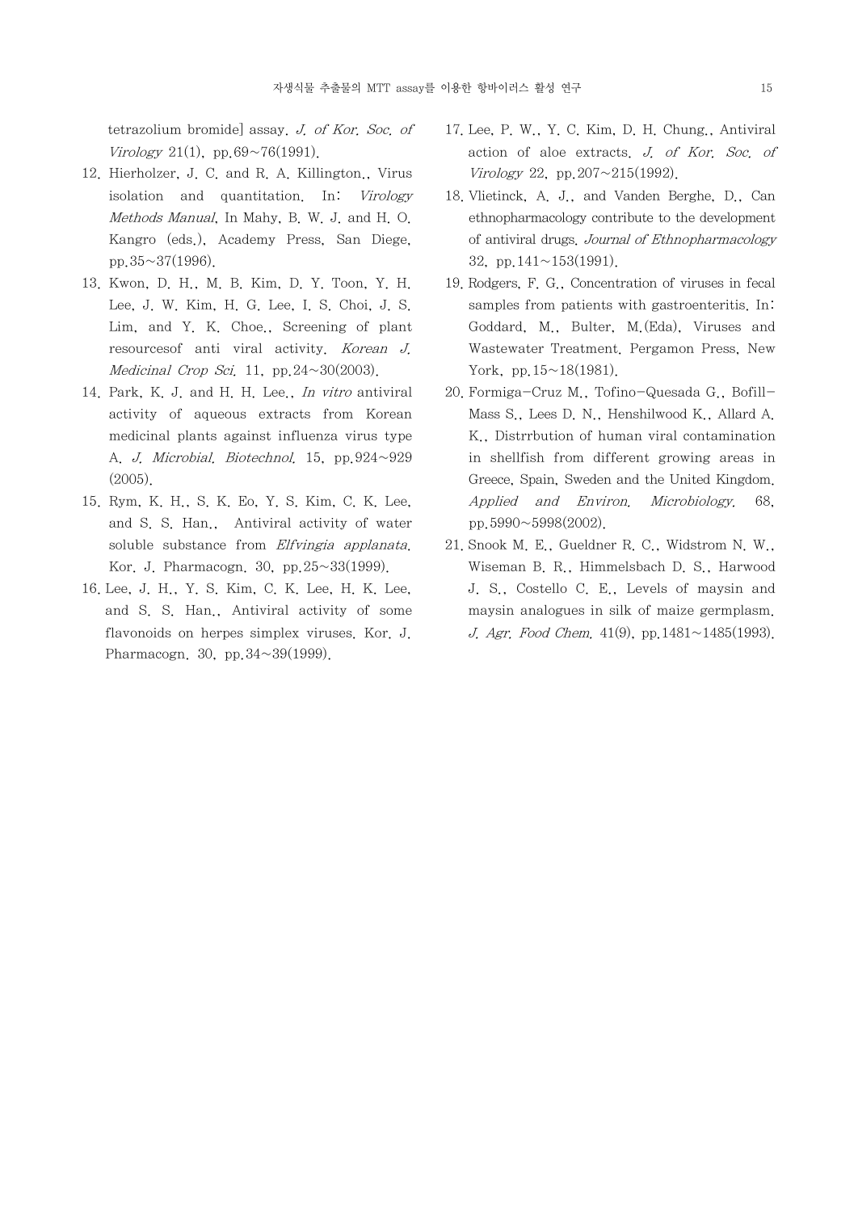tetrazolium bromide] assay. *J. of Kor. Soc. of Virology* 21(1), pp.69~76(1991).

12. Hierholzer, J. C. and R. A. Killington., Virus isolation and quantitation. In: *Virology Methods Manual*, In Mahy, B. W. J. and H. O. Kangro (eds.), Academy Press, San Diege, pp.35~37(1996).
13. Kwon, D. H., M. B. Kim, D. Y. Toon, Y. H. Lee, J. W. Kim, H. G. Lee, I. S. Choi, J. S. Lim, and Y. K. Choe., Screening of plant resourcesof anti viral activity. *Korean J. Medicinal Crop Sci.* 11, pp.24~30(2003).
14. Park, K. J. and H. H. Lee., *In vitro* antiviral activity of aqueous extracts from Korean medicinal plants against influenza virus type A. *J. Microbial. Biotechnol.* 15, pp.924~929 (2005).
15. Rym, K. H., S. K. Eo, Y. S. Kim, C. K. Lee, and S. S. Han., Antiviral activity of water soluble substance from *Elfvingia applanata*. Kor. J. Pharmacogn. 30, pp.25~33(1999).
16. Lee, J. H., Y. S. Kim, C. K. Lee, H. K. Lee, and S. S. Han., Antiviral activity of some flavonoids on herpes simplex viruses. Kor. J. Pharmacogn. 30, pp.34~39(1999).
17. Lee, P. W., Y. C. Kim, D. H. Chung., Antiviral action of aloe extracts. *J. of Kor. Soc. of Virology* 22, pp.207~215(1992).
18. Vlietinck, A. J., and Vanden Berghe, D., Can ethnopharmacology contribute to the development of antiviral drugs. *Journal of Ethnopharmacology* 32, pp.141~153(1991).
19. Rodgers, F. G., Concentration of viruses in fecal samples from patients with gastroenteritis. In: Goddard, M., Bulter, M.(Eda), Viruses and Wastewater Treatment. Pergamon Press, New York, pp.15~18(1981).
20. Formiga-Cruz M., Tofino-Quesada G., Bofill-Mass S., Lees D. N., Henshilwood K., Allard A. K., Distrrbution of human viral contamination in shellfish from different growing areas in Greece, Spain, Sweden and the United Kingdom. *Applied and Environ. Microbiology.* 68, pp.5990~5998(2002).
21. Snook M. E., Gueldner R. C., Widstrom N. W., Wiseman B. R., Himmelsbach D. S., Harwood J. S., Costello C. E., Levels of maysin and maysin analogues in silk of maize germplasm. *J. Agr. Food Chem.* 41(9), pp.1481~1485(1993).